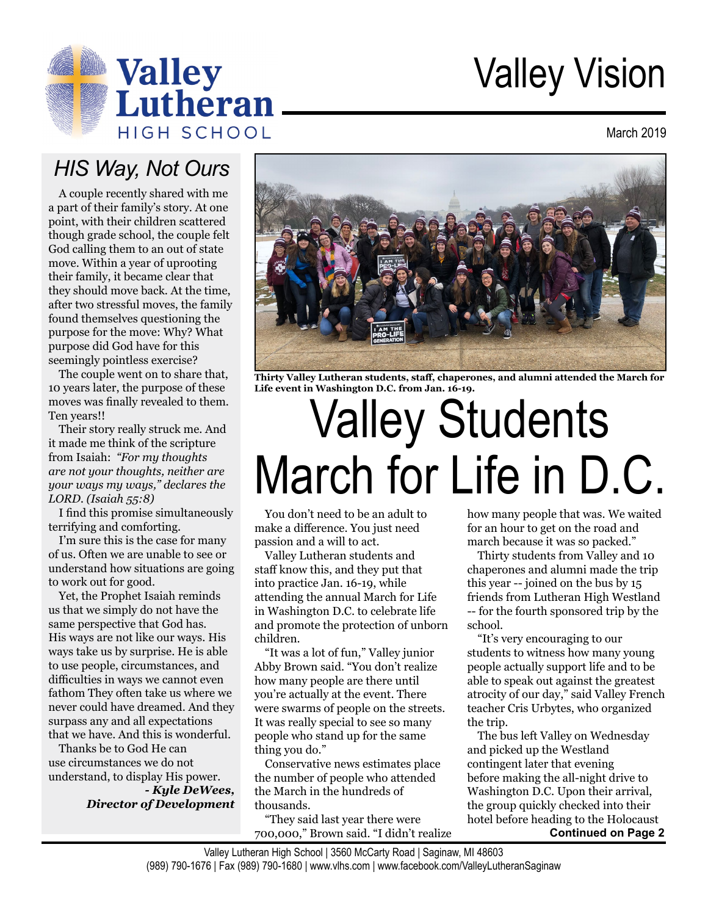# Valley Vision

Valley Lutheran HIGH SCHOOL

March 2019

## HIS Way, Not Ours

A couple recently shared with me a part of their family's story. At one point, with their children scattered though grade school, the couple felt God calling them to an out of state move. Within a year of uprooting their family, it became clear that they should move back. At the time, after two stressful moves, the family found themselves questioning the purpose for the move: Why? What purpose did God have for this seemingly pointless exercise?

The couple went on to share that, 10 years later, the purpose of these moves was finally revealed to them. Ten years!!

Their story really struck me. And it made me think of the scripture from Isaiah: *"For my thoughts are not your thoughts, neither are your ways my ways," declares the LORD. (Isaiah 55:8)*

I find this promise simultaneously terrifying and comforting.

I'm sure this is the case for many of us. Often we are unable to see or understand how situations are going to work out for good.

Yet, the Prophet Isaiah reminds us that we simply do not have the same perspective that God has. His ways are not like our ways. His ways take us by surprise. He is able to use people, circumstances, and difficulties in ways we cannot even fathom They often take us where we never could have dreamed. And they surpass any and all expectations that we have. And this is wonderful.

Thanks be to God He can use circumstances we do not understand, to display His power.

***- Kyle DeWees, Director of Development***

**Thirty Valley Lutheran students, staff, chaperones, and alumni attended the March for Life event in Washington D.C. from Jan. 16-19.**

# Valley Students March for Life in D.C.

You don't need to be an adult to make a difference. You just need passion and a will to act.

Valley Lutheran students and staff know this, and they put that into practice Jan. 16-19, while attending the annual March for Life in Washington D.C. to celebrate life and promote the protection of unborn children.

"It was a lot of fun," Valley junior Abby Brown said. "You don't realize how many people are there until you're actually at the event. There were swarms of people on the streets. It was really special to see so many people who stand up for the same thing you do."

Conservative news estimates place the number of people who attended the March in the hundreds of thousands.

"They said last year there were 700,000," Brown said. "I didn't realize how many people that was. We waited for an hour to get on the road and march because it was so packed."

Thirty students from Valley and 10 chaperones and alumni made the trip this year -- joined on the bus by 15 friends from Lutheran High Westland -- for the fourth sponsored trip by the school.

"It's very encouraging to our students to witness how many young people actually support life and to be able to speak out against the greatest atrocity of our day," said Valley French teacher Cris Urbytes, who organized the trip.

The bus left Valley on Wednesday and picked up the Westland contingent later that evening before making the all-night drive to Washington D.C. Upon their arrival, the group quickly checked into their hotel before heading to the Holocaust

**Continued on Page 2**

Valley Lutheran High School | 3560 McCarty Road | Saginaw, MI 48603
(989) 790-1676 | Fax (989) 790-1680 | www.vlhs.com | www.facebook.com/ValleyLutheranSaginaw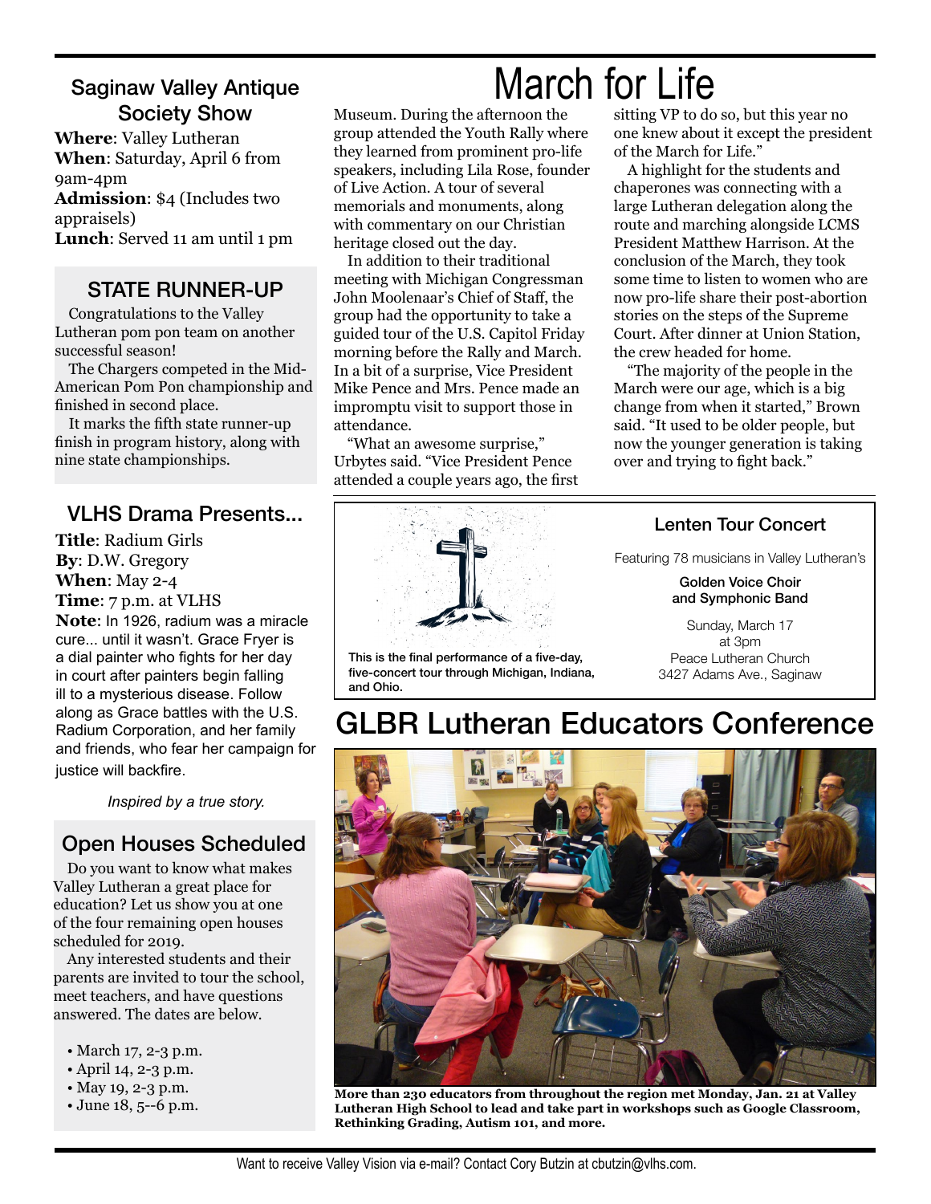## Saginaw Valley Antique Society Show

**Where**: Valley Lutheran
**When**: Saturday, April 6 from 9am-4pm
**Admission**: $4 (Includes two appraisels)
**Lunch**: Served 11 am until 1 pm

## STATE RUNNER-UP

Congratulations to the Valley Lutheran pom pon team on another successful season!

The Chargers competed in the Mid-American Pom Pon championship and finished in second place.

It marks the fifth state runner-up finish in program history, along with nine state championships.

## VLHS Drama Presents...

**Title**: Radium Girls
**By**: D.W. Gregory
**When**: May 2-4
**Time**: 7 p.m. at VLHS
**Note**: In 1926, radium was a miracle cure... until it wasn't. Grace Fryer is a dial painter who fights for her day in court after painters begin falling ill to a mysterious disease. Follow along as Grace battles with the U.S. Radium Corporation, and her family and friends, who fear her campaign for justice will backfire.

*Inspired by a true story.*

## Open Houses Scheduled

Do you want to know what makes Valley Lutheran a great place for education? Let us show you at one of the four remaining open houses scheduled for 2019.

Any interested students and their parents are invited to tour the school, meet teachers, and have questions answered. The dates are below.

- March 17, 2-3 p.m.
- April 14, 2-3 p.m.
- May 19, 2-3 p.m.
- June 18, 5--6 p.m.

# March for Life

Museum. During the afternoon the group attended the Youth Rally where they learned from prominent pro-life speakers, including Lila Rose, founder of Live Action. A tour of several memorials and monuments, along with commentary on our Christian heritage closed out the day.

In addition to their traditional meeting with Michigan Congressman John Moolenaar's Chief of Staff, the group had the opportunity to take a guided tour of the U.S. Capitol Friday morning before the Rally and March. In a bit of a surprise, Vice President Mike Pence and Mrs. Pence made an impromptu visit to support those in attendance.

"What an awesome surprise," Urbytes said. "Vice President Pence attended a couple years ago, the first sitting VP to do so, but this year no one knew about it except the president of the March for Life."

A highlight for the students and chaperones was connecting with a large Lutheran delegation along the route and marching alongside LCMS President Matthew Harrison. At the conclusion of the March, they took some time to listen to women who are now pro-life share their post-abortion stories on the steps of the Supreme Court. After dinner at Union Station, the crew headed for home.

"The majority of the people in the March were our age, which is a big change from when it started," Brown said. "It used to be older people, but now the younger generation is taking over and trying to fight back."

**This is the final performance of a five-day, five-concert tour through Michigan, Indiana, and Ohio.**

### Lenten Tour Concert

Featuring 78 musicians in Valley Lutheran's

Golden Voice Choir
and Symphonic Band

Sunday, March 17
at 3pm
Peace Lutheran Church
3427 Adams Ave., Saginaw

# GLBR Lutheran Educators Conference

**More than 230 educators from throughout the region met Monday, Jan. 21 at Valley Lutheran High School to lead and take part in workshops such as Google Classroom, Rethinking Grading, Autism 101, and more.**

Want to receive Valley Vision via e-mail? Contact Cory Butzin at cbutzin@vlhs.com.